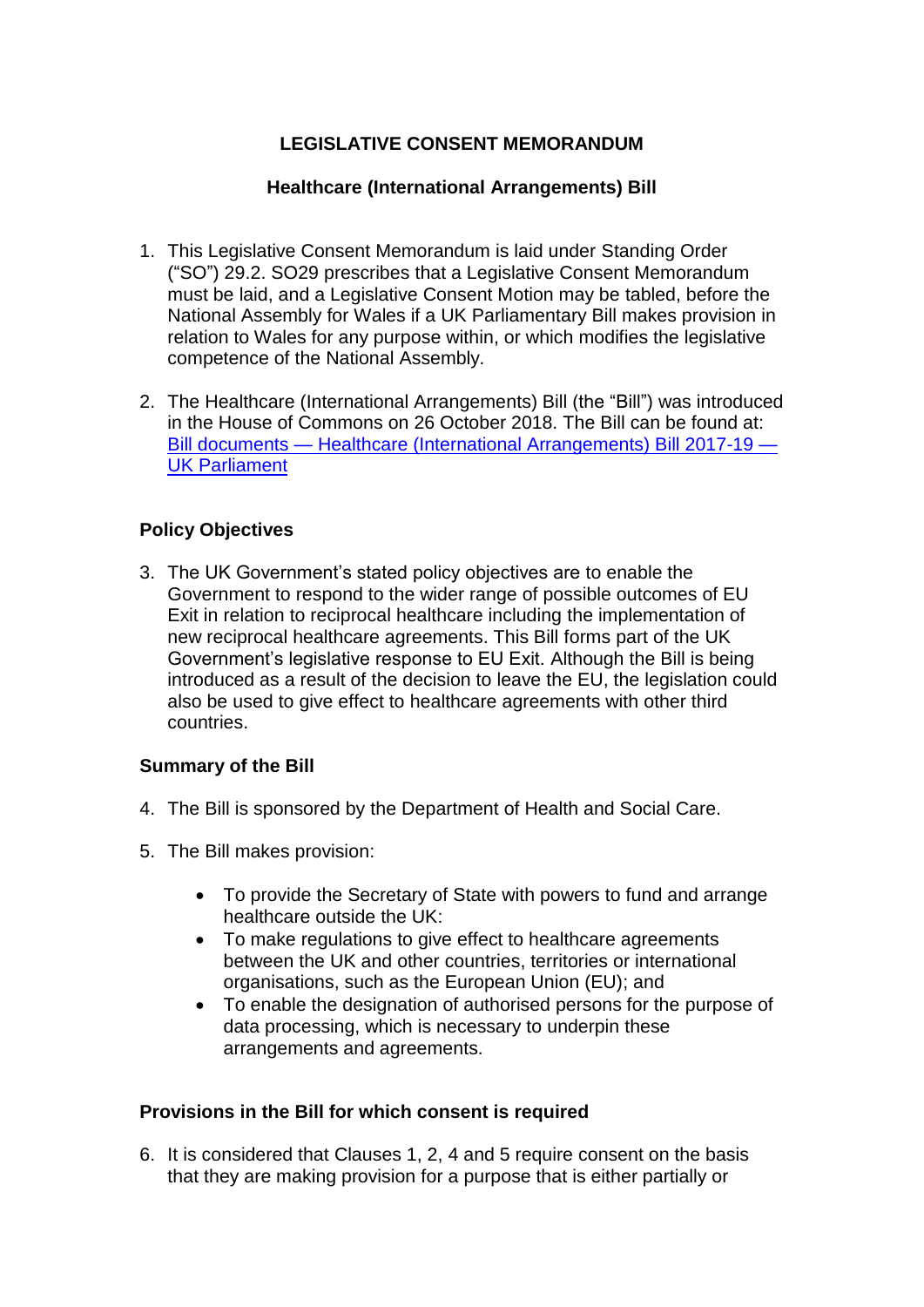# LEGISLATIVE CONSENT MEMORANDUM

## Healthcare (International Arrangements) Bill

1. This Legislative Consent Memorandum is laid under Standing Order ("SO") 29.2. SO29 prescribes that a Legislative Consent Memorandum must be laid, and a Legislative Consent Motion may be tabled, before the National Assembly for Wales if a UK Parliamentary Bill makes provision in relation to Wales for any purpose within, or which modifies the legislative competence of the National Assembly.

2. The Healthcare (International Arrangements) Bill (the "Bill") was introduced in the House of Commons on 26 October 2018. The Bill can be found at: [Bill documents — Healthcare (International Arrangements) Bill 2017-19 — UK Parliament]()

### Policy Objectives

3. The UK Government's stated policy objectives are to enable the Government to respond to the wider range of possible outcomes of EU Exit in relation to reciprocal healthcare including the implementation of new reciprocal healthcare agreements. This Bill forms part of the UK Government's legislative response to EU Exit. Although the Bill is being introduced as a result of the decision to leave the EU, the legislation could also be used to give effect to healthcare agreements with other third countries.

### Summary of the Bill

4. The Bill is sponsored by the Department of Health and Social Care.

5. The Bill makes provision:

   - To provide the Secretary of State with powers to fund and arrange healthcare outside the UK:
   - To make regulations to give effect to healthcare agreements between the UK and other countries, territories or international organisations, such as the European Union (EU); and
   - To enable the designation of authorised persons for the purpose of data processing, which is necessary to underpin these arrangements and agreements.

### Provisions in the Bill for which consent is required

6. It is considered that Clauses 1, 2, 4 and 5 require consent on the basis that they are making provision for a purpose that is either partially or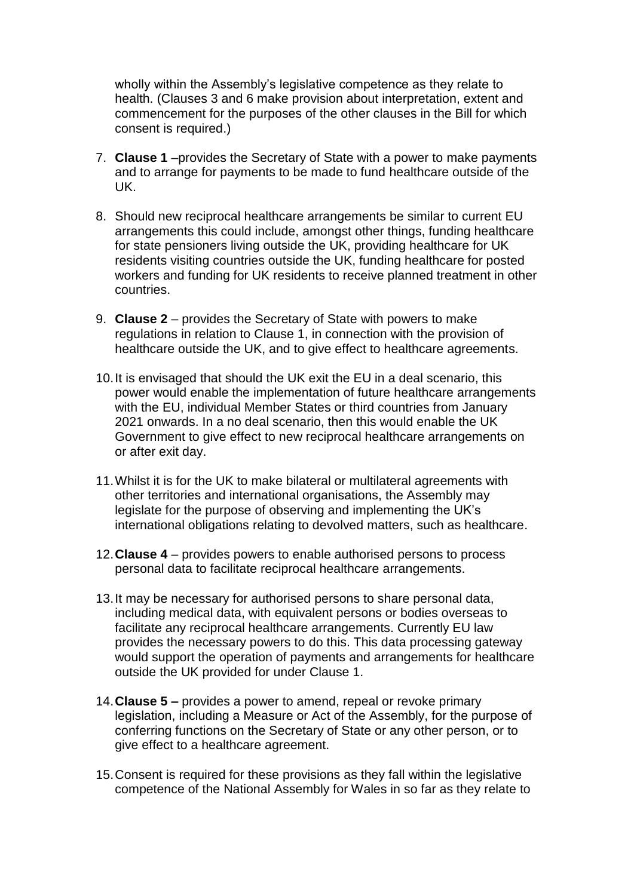wholly within the Assembly's legislative competence as they relate to health. (Clauses 3 and 6 make provision about interpretation, extent and commencement for the purposes of the other clauses in the Bill for which consent is required.)

7. **Clause 1** –provides the Secretary of State with a power to make payments and to arrange for payments to be made to fund healthcare outside of the UK.

8. Should new reciprocal healthcare arrangements be similar to current EU arrangements this could include, amongst other things, funding healthcare for state pensioners living outside the UK, providing healthcare for UK residents visiting countries outside the UK, funding healthcare for posted workers and funding for UK residents to receive planned treatment in other countries.

9. **Clause 2** – provides the Secretary of State with powers to make regulations in relation to Clause 1, in connection with the provision of healthcare outside the UK, and to give effect to healthcare agreements.

10. It is envisaged that should the UK exit the EU in a deal scenario, this power would enable the implementation of future healthcare arrangements with the EU, individual Member States or third countries from January 2021 onwards. In a no deal scenario, then this would enable the UK Government to give effect to new reciprocal healthcare arrangements on or after exit day.

11. Whilst it is for the UK to make bilateral or multilateral agreements with other territories and international organisations, the Assembly may legislate for the purpose of observing and implementing the UK's international obligations relating to devolved matters, such as healthcare.

12. **Clause 4** – provides powers to enable authorised persons to process personal data to facilitate reciprocal healthcare arrangements.

13. It may be necessary for authorised persons to share personal data, including medical data, with equivalent persons or bodies overseas to facilitate any reciprocal healthcare arrangements. Currently EU law provides the necessary powers to do this. This data processing gateway would support the operation of payments and arrangements for healthcare outside the UK provided for under Clause 1.

14. **Clause 5 –** provides a power to amend, repeal or revoke primary legislation, including a Measure or Act of the Assembly, for the purpose of conferring functions on the Secretary of State or any other person, or to give effect to a healthcare agreement.

15. Consent is required for these provisions as they fall within the legislative competence of the National Assembly for Wales in so far as they relate to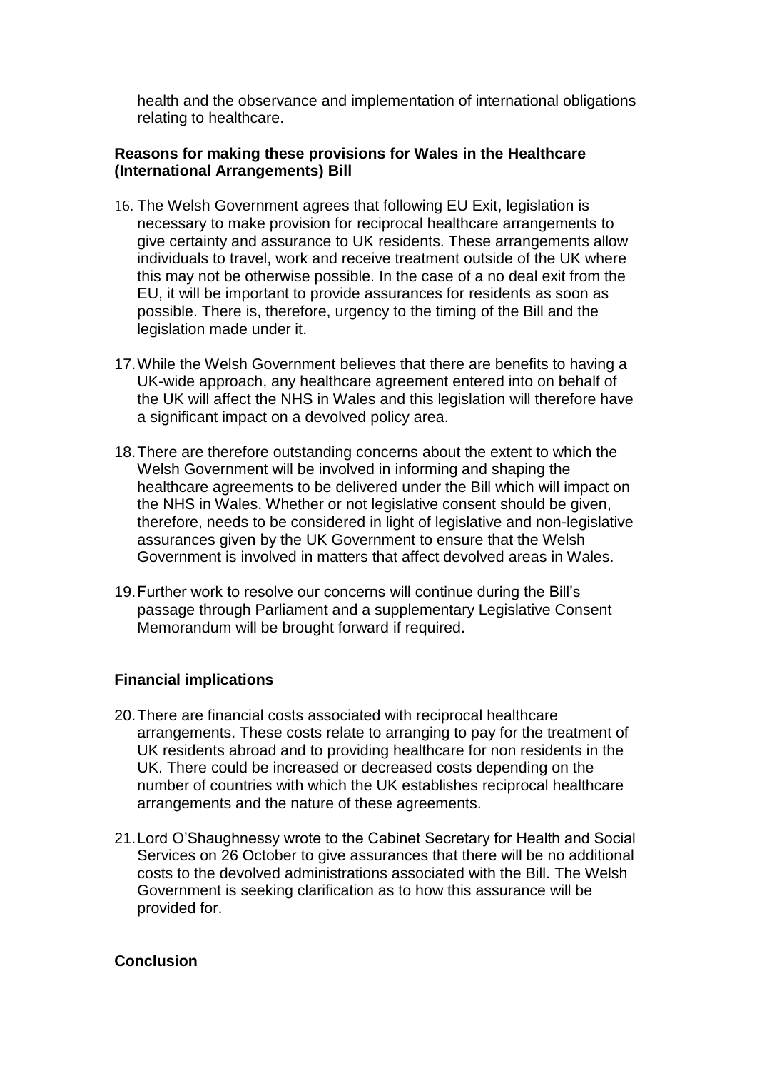health and the observance and implementation of international obligations relating to healthcare.

**Reasons for making these provisions for Wales in the Healthcare (International Arrangements) Bill**

16. The Welsh Government agrees that following EU Exit, legislation is necessary to make provision for reciprocal healthcare arrangements to give certainty and assurance to UK residents. These arrangements allow individuals to travel, work and receive treatment outside of the UK where this may not be otherwise possible. In the case of a no deal exit from the EU, it will be important to provide assurances for residents as soon as possible. There is, therefore, urgency to the timing of the Bill and the legislation made under it.

17. While the Welsh Government believes that there are benefits to having a UK-wide approach, any healthcare agreement entered into on behalf of the UK will affect the NHS in Wales and this legislation will therefore have a significant impact on a devolved policy area.

18. There are therefore outstanding concerns about the extent to which the Welsh Government will be involved in informing and shaping the healthcare agreements to be delivered under the Bill which will impact on the NHS in Wales. Whether or not legislative consent should be given, therefore, needs to be considered in light of legislative and non-legislative assurances given by the UK Government to ensure that the Welsh Government is involved in matters that affect devolved areas in Wales.

19. Further work to resolve our concerns will continue during the Bill's passage through Parliament and a supplementary Legislative Consent Memorandum will be brought forward if required.

**Financial implications**

20. There are financial costs associated with reciprocal healthcare arrangements. These costs relate to arranging to pay for the treatment of UK residents abroad and to providing healthcare for non residents in the UK. There could be increased or decreased costs depending on the number of countries with which the UK establishes reciprocal healthcare arrangements and the nature of these agreements.

21. Lord O'Shaughnessy wrote to the Cabinet Secretary for Health and Social Services on 26 October to give assurances that there will be no additional costs to the devolved administrations associated with the Bill. The Welsh Government is seeking clarification as to how this assurance will be provided for.

**Conclusion**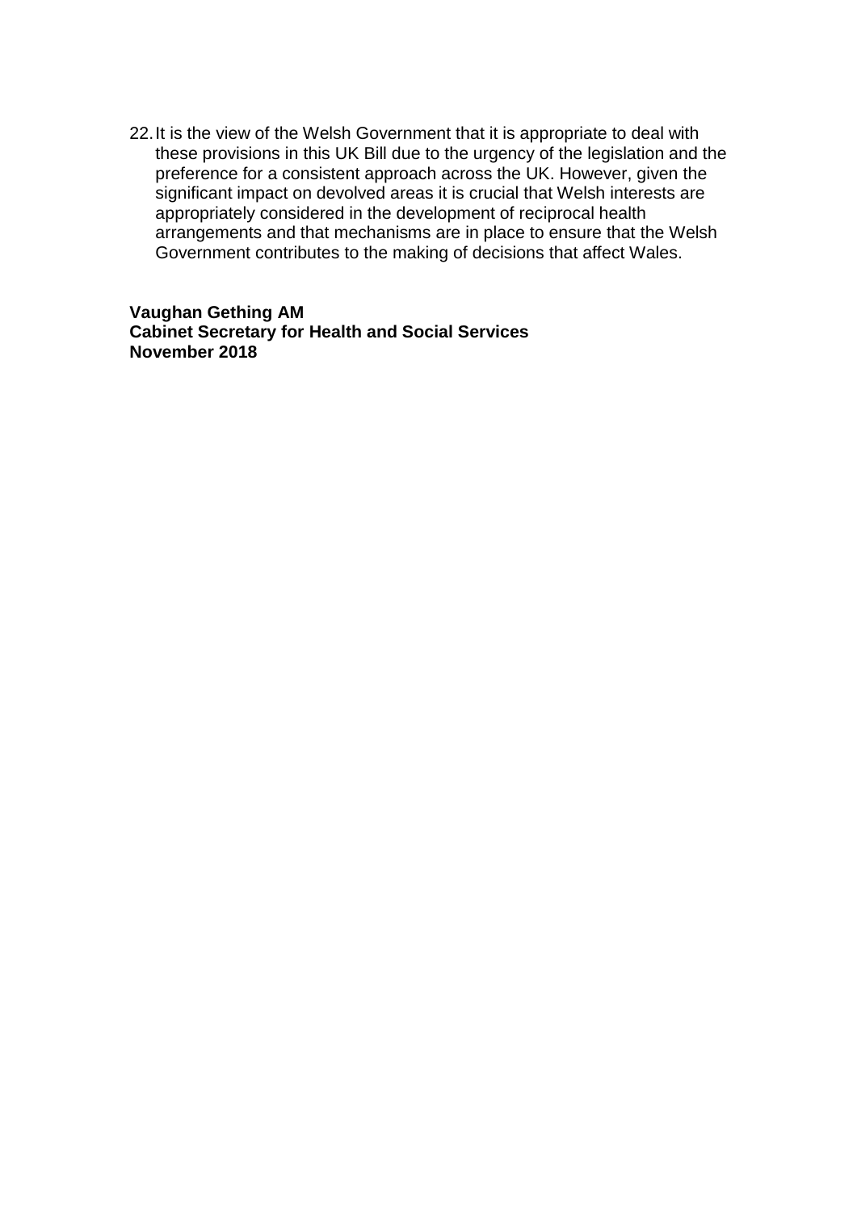22. It is the view of the Welsh Government that it is appropriate to deal with these provisions in this UK Bill due to the urgency of the legislation and the preference for a consistent approach across the UK. However, given the significant impact on devolved areas it is crucial that Welsh interests are appropriately considered in the development of reciprocal health arrangements and that mechanisms are in place to ensure that the Welsh Government contributes to the making of decisions that affect Wales.

**Vaughan Gething AM**
**Cabinet Secretary for Health and Social Services**
**November 2018**